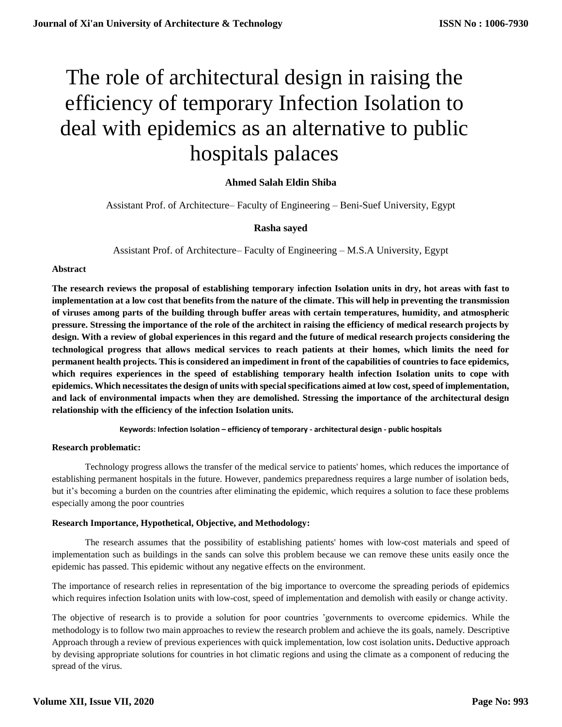# The role of architectural design in raising the efficiency of temporary Infection Isolation to deal with epidemics as an alternative to public hospitals palaces

**Ahmed Salah Eldin Shiba**

Assistant Prof. of Architecture– Faculty of Engineering – Beni-Suef University, Egypt

**Rasha sayed**

Assistant Prof. of Architecture– Faculty of Engineering – M.S.A University, Egypt

**Abstract**

**The research reviews the proposal of establishing temporary infection Isolation units in dry, hot areas with fast to implementation at a low cost that benefits from the nature of the climate. This will help in preventing the transmission of viruses among parts of the building through buffer areas with certain temperatures, humidity, and atmospheric pressure. Stressing the importance of the role of the architect in raising the efficiency of medical research projects by design. With a review of global experiences in this regard and the future of medical research projects considering the technological progress that allows medical services to reach patients at their homes, which limits the need for permanent health projects. This is considered an impediment in front of the capabilities of countries to face epidemics, which requires experiences in the speed of establishing temporary health infection Isolation units to cope with epidemics. Which necessitates the design of units with special specifications aimed at low cost, speed of implementation, and lack of environmental impacts when they are demolished. Stressing the importance of the architectural design relationship with the efficiency of the infection Isolation units.**

**Keywords: Infection Isolation – efficiency of temporary - architectural design - public hospitals**

**Research problematic:**

Technology progress allows the transfer of the medical service to patients' homes, which reduces the importance of establishing permanent hospitals in the future. However, pandemics preparedness requires a large number of isolation beds, but it's becoming a burden on the countries after eliminating the epidemic, which requires a solution to face these problems especially among the poor countries

**Research Importance, Hypothetical, Objective, and Methodology:**

The research assumes that the possibility of establishing patients' homes with low-cost materials and speed of implementation such as buildings in the sands can solve this problem because we can remove these units easily once the epidemic has passed. This epidemic without any negative effects on the environment.

The importance of research relies in representation of the big importance to overcome the spreading periods of epidemics which requires infection Isolation units with low-cost, speed of implementation and demolish with easily or change activity.

The objective of research is to provide a solution for poor countries 'governments to overcome epidemics. While the methodology is to follow two main approaches to review the research problem and achieve the its goals, namely. Descriptive Approach through a review of previous experiences with quick implementation, low cost isolation units**.** Deductive approach by devising appropriate solutions for countries in hot climatic regions and using the climate as a component of reducing the spread of the virus.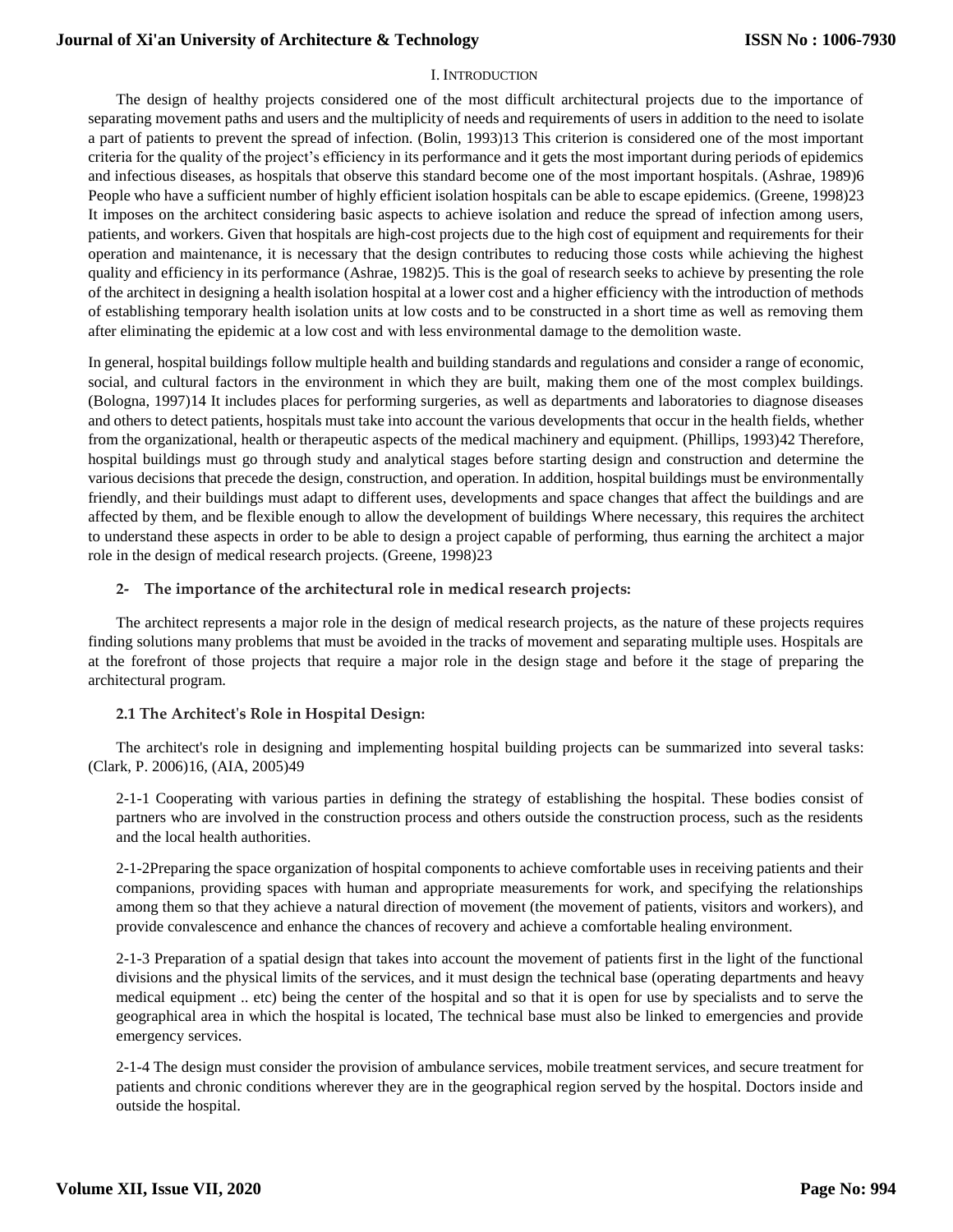# I. Introduction

The design of healthy projects considered one of the most difficult architectural projects due to the importance of separating movement paths and users and the multiplicity of needs and requirements of users in addition to the need to isolate a part of patients to prevent the spread of infection. (Bolin, 1993)13 This criterion is considered one of the most important criteria for the quality of the project's efficiency in its performance and it gets the most important during periods of epidemics and infectious diseases, as hospitals that observe this standard become one of the most important hospitals. (Ashrae, 1989)6 People who have a sufficient number of highly efficient isolation hospitals can be able to escape epidemics. (Greene, 1998)23 It imposes on the architect considering basic aspects to achieve isolation and reduce the spread of infection among users, patients, and workers. Given that hospitals are high-cost projects due to the high cost of equipment and requirements for their operation and maintenance, it is necessary that the design contributes to reducing those costs while achieving the highest quality and efficiency in its performance (Ashrae, 1982)5. This is the goal of research seeks to achieve by presenting the role of the architect in designing a health isolation hospital at a lower cost and a higher efficiency with the introduction of methods of establishing temporary health isolation units at low costs and to be constructed in a short time as well as removing them after eliminating the epidemic at a low cost and with less environmental damage to the demolition waste.

In general, hospital buildings follow multiple health and building standards and regulations and consider a range of economic, social, and cultural factors in the environment in which they are built, making them one of the most complex buildings. (Bologna, 1997)14 It includes places for performing surgeries, as well as departments and laboratories to diagnose diseases and others to detect patients, hospitals must take into account the various developments that occur in the health fields, whether from the organizational, health or therapeutic aspects of the medical machinery and equipment. (Phillips, 1993)42 Therefore, hospital buildings must go through study and analytical stages before starting design and construction and determine the various decisions that precede the design, construction, and operation. In addition, hospital buildings must be environmentally friendly, and their buildings must adapt to different uses, developments and space changes that affect the buildings and are affected by them, and be flexible enough to allow the development of buildings Where necessary, this requires the architect to understand these aspects in order to be able to design a project capable of performing, thus earning the architect a major role in the design of medical research projects. (Greene, 1998)23

## 2- The importance of the architectural role in medical research projects:

The architect represents a major role in the design of medical research projects, as the nature of these projects requires finding solutions many problems that must be avoided in the tracks of movement and separating multiple uses. Hospitals are at the forefront of those projects that require a major role in the design stage and before it the stage of preparing the architectural program.

### 2.1 The Architect's Role in Hospital Design:

The architect's role in designing and implementing hospital building projects can be summarized into several tasks: (Clark, P. 2006)16, (AIA, 2005)49

2-1-1 Cooperating with various parties in defining the strategy of establishing the hospital. These bodies consist of partners who are involved in the construction process and others outside the construction process, such as the residents and the local health authorities.

2-1-2Preparing the space organization of hospital components to achieve comfortable uses in receiving patients and their companions, providing spaces with human and appropriate measurements for work, and specifying the relationships among them so that they achieve a natural direction of movement (the movement of patients, visitors and workers), and provide convalescence and enhance the chances of recovery and achieve a comfortable healing environment.

2-1-3 Preparation of a spatial design that takes into account the movement of patients first in the light of the functional divisions and the physical limits of the services, and it must design the technical base (operating departments and heavy medical equipment .. etc) being the center of the hospital and so that it is open for use by specialists and to serve the geographical area in which the hospital is located, The technical base must also be linked to emergencies and provide emergency services.

2-1-4 The design must consider the provision of ambulance services, mobile treatment services, and secure treatment for patients and chronic conditions wherever they are in the geographical region served by the hospital. Doctors inside and outside the hospital.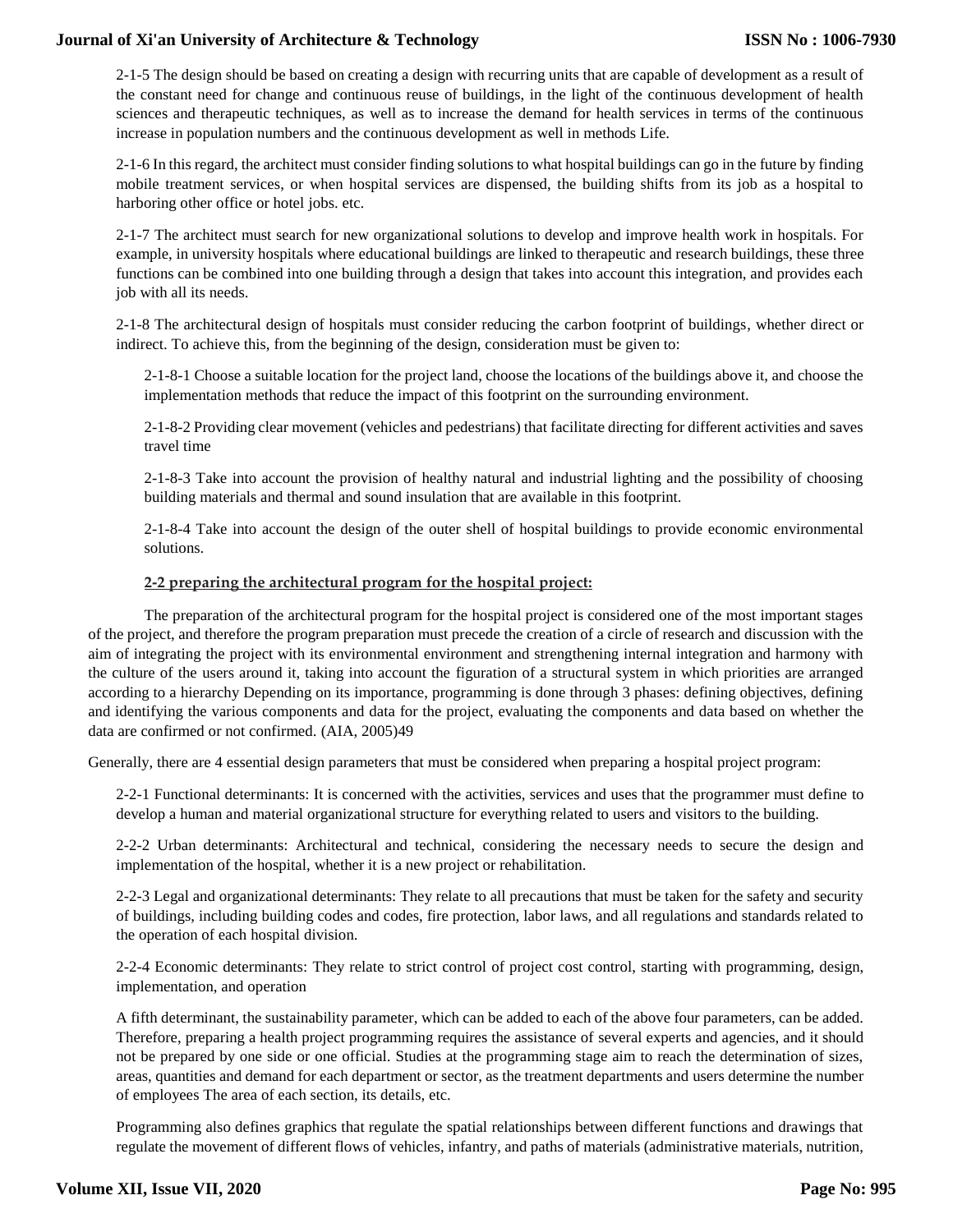2-1-5 The design should be based on creating a design with recurring units that are capable of development as a result of the constant need for change and continuous reuse of buildings, in the light of the continuous development of health sciences and therapeutic techniques, as well as to increase the demand for health services in terms of the continuous increase in population numbers and the continuous development as well in methods Life.

2-1-6 In this regard, the architect must consider finding solutions to what hospital buildings can go in the future by finding mobile treatment services, or when hospital services are dispensed, the building shifts from its job as a hospital to harboring other office or hotel jobs. etc.

2-1-7 The architect must search for new organizational solutions to develop and improve health work in hospitals. For example, in university hospitals where educational buildings are linked to therapeutic and research buildings, these three functions can be combined into one building through a design that takes into account this integration, and provides each job with all its needs.

2-1-8 The architectural design of hospitals must consider reducing the carbon footprint of buildings, whether direct or indirect. To achieve this, from the beginning of the design, consideration must be given to:

2-1-8-1 Choose a suitable location for the project land, choose the locations of the buildings above it, and choose the implementation methods that reduce the impact of this footprint on the surrounding environment.

2-1-8-2 Providing clear movement (vehicles and pedestrians) that facilitate directing for different activities and saves travel time

2-1-8-3 Take into account the provision of healthy natural and industrial lighting and the possibility of choosing building materials and thermal and sound insulation that are available in this footprint.

2-1-8-4 Take into account the design of the outer shell of hospital buildings to provide economic environmental solutions.

## 2-2 preparing the architectural program for the hospital project:

The preparation of the architectural program for the hospital project is considered one of the most important stages of the project, and therefore the program preparation must precede the creation of a circle of research and discussion with the aim of integrating the project with its environmental environment and strengthening internal integration and harmony with the culture of the users around it, taking into account the figuration of a structural system in which priorities are arranged according to a hierarchy Depending on its importance, programming is done through 3 phases: defining objectives, defining and identifying the various components and data for the project, evaluating the components and data based on whether the data are confirmed or not confirmed. (AIA, 2005)49

Generally, there are 4 essential design parameters that must be considered when preparing a hospital project program:

2-2-1 Functional determinants: It is concerned with the activities, services and uses that the programmer must define to develop a human and material organizational structure for everything related to users and visitors to the building.

2-2-2 Urban determinants: Architectural and technical, considering the necessary needs to secure the design and implementation of the hospital, whether it is a new project or rehabilitation.

2-2-3 Legal and organizational determinants: They relate to all precautions that must be taken for the safety and security of buildings, including building codes and codes, fire protection, labor laws, and all regulations and standards related to the operation of each hospital division.

2-2-4 Economic determinants: They relate to strict control of project cost control, starting with programming, design, implementation, and operation

A fifth determinant, the sustainability parameter, which can be added to each of the above four parameters, can be added. Therefore, preparing a health project programming requires the assistance of several experts and agencies, and it should not be prepared by one side or one official. Studies at the programming stage aim to reach the determination of sizes, areas, quantities and demand for each department or sector, as the treatment departments and users determine the number of employees The area of each section, its details, etc.

Programming also defines graphics that regulate the spatial relationships between different functions and drawings that regulate the movement of different flows of vehicles, infantry, and paths of materials (administrative materials, nutrition,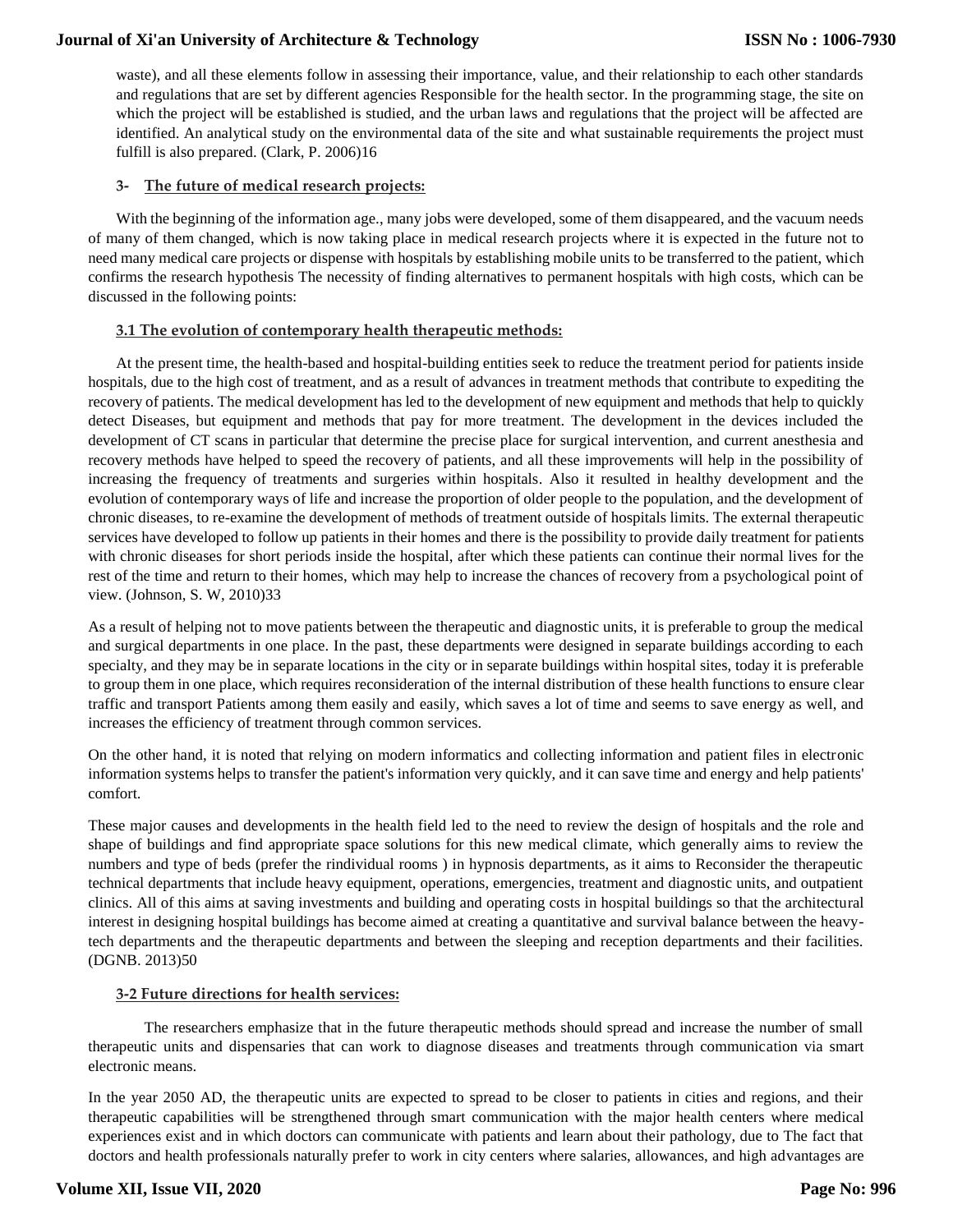waste), and all these elements follow in assessing their importance, value, and their relationship to each other standards and regulations that are set by different agencies Responsible for the health sector. In the programming stage, the site on which the project will be established is studied, and the urban laws and regulations that the project will be affected are identified. An analytical study on the environmental data of the site and what sustainable requirements the project must fulfill is also prepared. (Clark, P. 2006)16

## 3- The future of medical research projects:

With the beginning of the information age., many jobs were developed, some of them disappeared, and the vacuum needs of many of them changed, which is now taking place in medical research projects where it is expected in the future not to need many medical care projects or dispense with hospitals by establishing mobile units to be transferred to the patient, which confirms the research hypothesis The necessity of finding alternatives to permanent hospitals with high costs, which can be discussed in the following points:

### 3.1 The evolution of contemporary health therapeutic methods:

At the present time, the health-based and hospital-building entities seek to reduce the treatment period for patients inside hospitals, due to the high cost of treatment, and as a result of advances in treatment methods that contribute to expediting the recovery of patients. The medical development has led to the development of new equipment and methods that help to quickly detect Diseases, but equipment and methods that pay for more treatment. The development in the devices included the development of CT scans in particular that determine the precise place for surgical intervention, and current anesthesia and recovery methods have helped to speed the recovery of patients, and all these improvements will help in the possibility of increasing the frequency of treatments and surgeries within hospitals. Also it resulted in healthy development and the evolution of contemporary ways of life and increase the proportion of older people to the population, and the development of chronic diseases, to re-examine the development of methods of treatment outside of hospitals limits. The external therapeutic services have developed to follow up patients in their homes and there is the possibility to provide daily treatment for patients with chronic diseases for short periods inside the hospital, after which these patients can continue their normal lives for the rest of the time and return to their homes, which may help to increase the chances of recovery from a psychological point of view. (Johnson, S. W, 2010)33

As a result of helping not to move patients between the therapeutic and diagnostic units, it is preferable to group the medical and surgical departments in one place. In the past, these departments were designed in separate buildings according to each specialty, and they may be in separate locations in the city or in separate buildings within hospital sites, today it is preferable to group them in one place, which requires reconsideration of the internal distribution of these health functions to ensure clear traffic and transport Patients among them easily and easily, which saves a lot of time and seems to save energy as well, and increases the efficiency of treatment through common services.

On the other hand, it is noted that relying on modern informatics and collecting information and patient files in electronic information systems helps to transfer the patient's information very quickly, and it can save time and energy and help patients' comfort.

These major causes and developments in the health field led to the need to review the design of hospitals and the role and shape of buildings and find appropriate space solutions for this new medical climate, which generally aims to review the numbers and type of beds (prefer the rindividual rooms ) in hypnosis departments, as it aims to Reconsider the therapeutic technical departments that include heavy equipment, operations, emergencies, treatment and diagnostic units, and outpatient clinics. All of this aims at saving investments and building and operating costs in hospital buildings so that the architectural interest in designing hospital buildings has become aimed at creating a quantitative and survival balance between the heavy-tech departments and the therapeutic departments and between the sleeping and reception departments and their facilities. (DGNB. 2013)50

### 3-2 Future directions for health services:

The researchers emphasize that in the future therapeutic methods should spread and increase the number of small therapeutic units and dispensaries that can work to diagnose diseases and treatments through communication via smart electronic means.

In the year 2050 AD, the therapeutic units are expected to spread to be closer to patients in cities and regions, and their therapeutic capabilities will be strengthened through smart communication with the major health centers where medical experiences exist and in which doctors can communicate with patients and learn about their pathology, due to The fact that doctors and health professionals naturally prefer to work in city centers where salaries, allowances, and high advantages are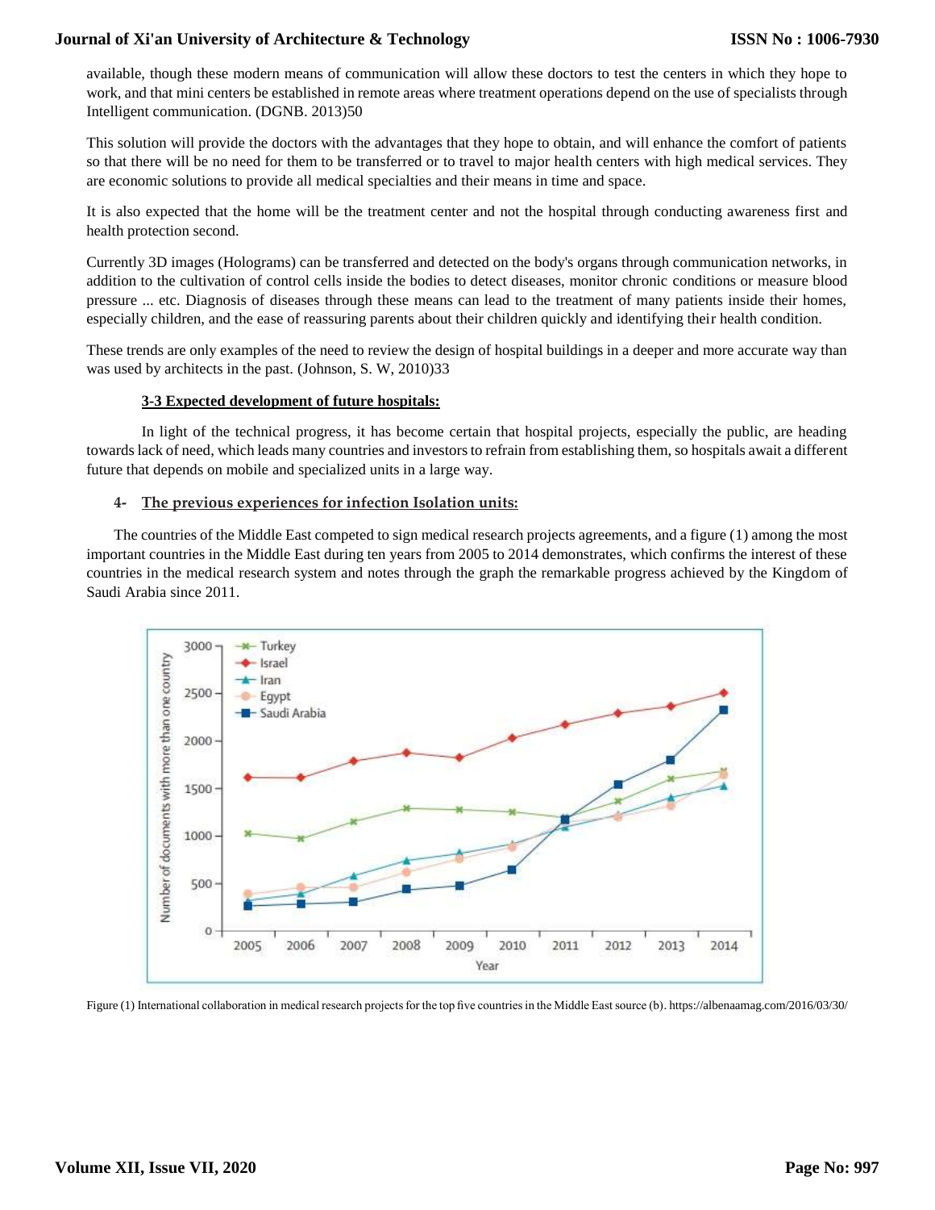available, though these modern means of communication will allow these doctors to test the centers in which they hope to work, and that mini centers be established in remote areas where treatment operations depend on the use of specialists through Intelligent communication. (DGNB. 2013)50

This solution will provide the doctors with the advantages that they hope to obtain, and will enhance the comfort of patients so that there will be no need for them to be transferred or to travel to major health centers with high medical services. They are economic solutions to provide all medical specialties and their means in time and space.

It is also expected that the home will be the treatment center and not the hospital through conducting awareness first and health protection second.

Currently 3D images (Holograms) can be transferred and detected on the body's organs through communication networks, in addition to the cultivation of control cells inside the bodies to detect diseases, monitor chronic conditions or measure blood pressure ... etc. Diagnosis of diseases through these means can lead to the treatment of many patients inside their homes, especially children, and the ease of reassuring parents about their children quickly and identifying their health condition.

These trends are only examples of the need to review the design of hospital buildings in a deeper and more accurate way than was used by architects in the past. (Johnson, S. W, 2010)33

### 3-3 Expected development of future hospitals:

In light of the technical progress, it has become certain that hospital projects, especially the public, are heading towards lack of need, which leads many countries and investors to refrain from establishing them, so hospitals await a different future that depends on mobile and specialized units in a large way.

## 4- The previous experiences for infection Isolation units:

The countries of the Middle East competed to sign medical research projects agreements, and a figure (1) among the most important countries in the Middle East during ten years from 2005 to 2014 demonstrates, which confirms the interest of these countries in the medical research system and notes through the graph the remarkable progress achieved by the Kingdom of Saudi Arabia since 2011.

Figure (1) International collaboration in medical research projects for the top five countries in the Middle East source (b). https://albenaamag.com/2016/03/30/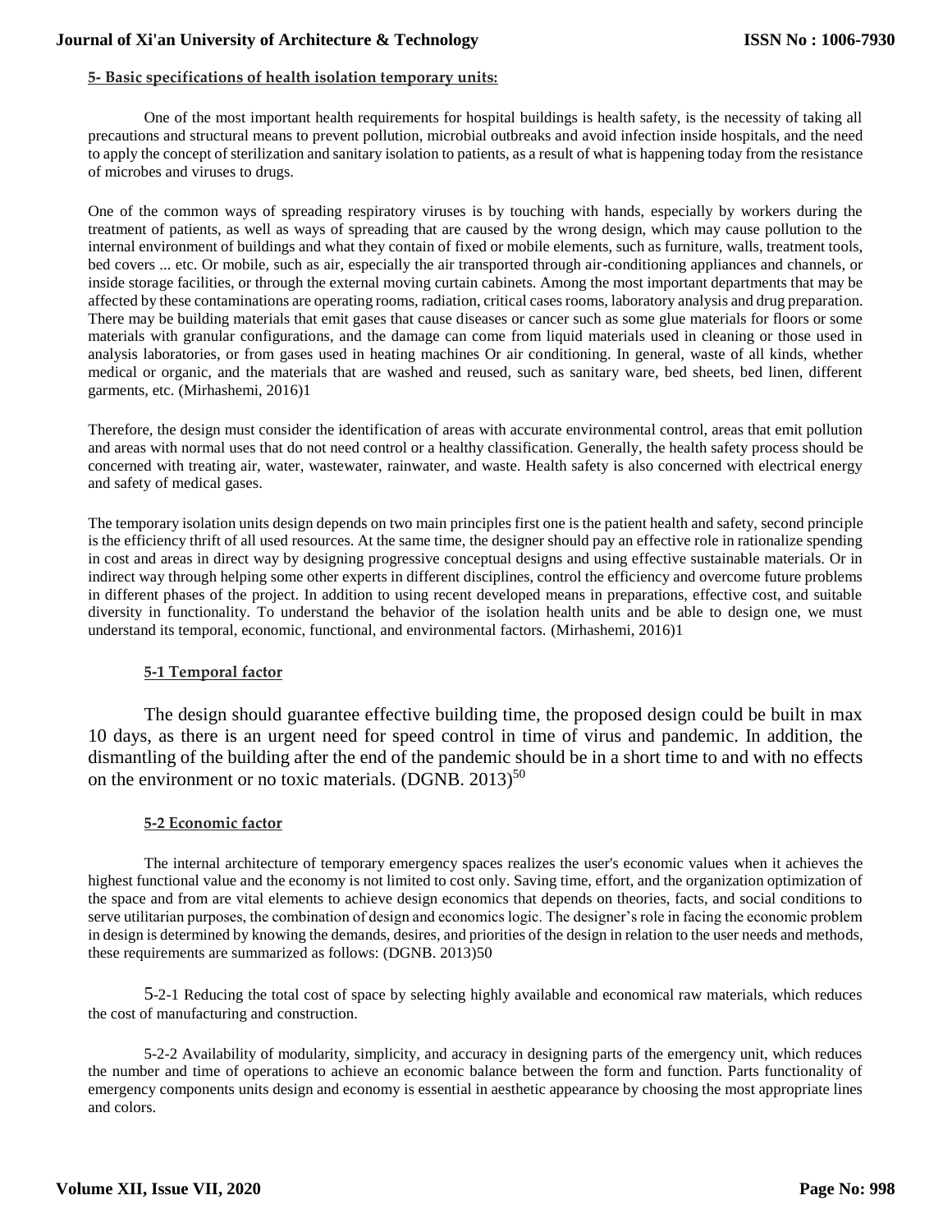## 5- Basic specifications of health isolation temporary units:

One of the most important health requirements for hospital buildings is health safety, is the necessity of taking all precautions and structural means to prevent pollution, microbial outbreaks and avoid infection inside hospitals, and the need to apply the concept of sterilization and sanitary isolation to patients, as a result of what is happening today from the resistance of microbes and viruses to drugs.

One of the common ways of spreading respiratory viruses is by touching with hands, especially by workers during the treatment of patients, as well as ways of spreading that are caused by the wrong design, which may cause pollution to the internal environment of buildings and what they contain of fixed or mobile elements, such as furniture, walls, treatment tools, bed covers ... etc. Or mobile, such as air, especially the air transported through air-conditioning appliances and channels, or inside storage facilities, or through the external moving curtain cabinets. Among the most important departments that may be affected by these contaminations are operating rooms, radiation, critical cases rooms, laboratory analysis and drug preparation. There may be building materials that emit gases that cause diseases or cancer such as some glue materials for floors or some materials with granular configurations, and the damage can come from liquid materials used in cleaning or those used in analysis laboratories, or from gases used in heating machines Or air conditioning. In general, waste of all kinds, whether medical or organic, and the materials that are washed and reused, such as sanitary ware, bed sheets, bed linen, different garments, etc. (Mirhashemi, 2016)1

Therefore, the design must consider the identification of areas with accurate environmental control, areas that emit pollution and areas with normal uses that do not need control or a healthy classification. Generally, the health safety process should be concerned with treating air, water, wastewater, rainwater, and waste. Health safety is also concerned with electrical energy and safety of medical gases.

The temporary isolation units design depends on two main principles first one is the patient health and safety, second principle is the efficiency thrift of all used resources. At the same time, the designer should pay an effective role in rationalize spending in cost and areas in direct way by designing progressive conceptual designs and using effective sustainable materials. Or in indirect way through helping some other experts in different disciplines, control the efficiency and overcome future problems in different phases of the project. In addition to using recent developed means in preparations, effective cost, and suitable diversity in functionality. To understand the behavior of the isolation health units and be able to design one, we must understand its temporal, economic, functional, and environmental factors. (Mirhashemi, 2016)1

### 5-1 Temporal factor

The design should guarantee effective building time, the proposed design could be built in max 10 days, as there is an urgent need for speed control in time of virus and pandemic. In addition, the dismantling of the building after the end of the pandemic should be in a short time to and with no effects on the environment or no toxic materials. (DGNB. 2013)[50]

### 5-2 Economic factor

The internal architecture of temporary emergency spaces realizes the user's economic values when it achieves the highest functional value and the economy is not limited to cost only. Saving time, effort, and the organization optimization of the space and from are vital elements to achieve design economics that depends on theories, facts, and social conditions to serve utilitarian purposes, the combination of design and economics logic. The designer's role in facing the economic problem in design is determined by knowing the demands, desires, and priorities of the design in relation to the user needs and methods, these requirements are summarized as follows: (DGNB. 2013)50

5-2-1 Reducing the total cost of space by selecting highly available and economical raw materials, which reduces the cost of manufacturing and construction.

5-2-2 Availability of modularity, simplicity, and accuracy in designing parts of the emergency unit, which reduces the number and time of operations to achieve an economic balance between the form and function. Parts functionality of emergency components units design and economy is essential in aesthetic appearance by choosing the most appropriate lines and colors.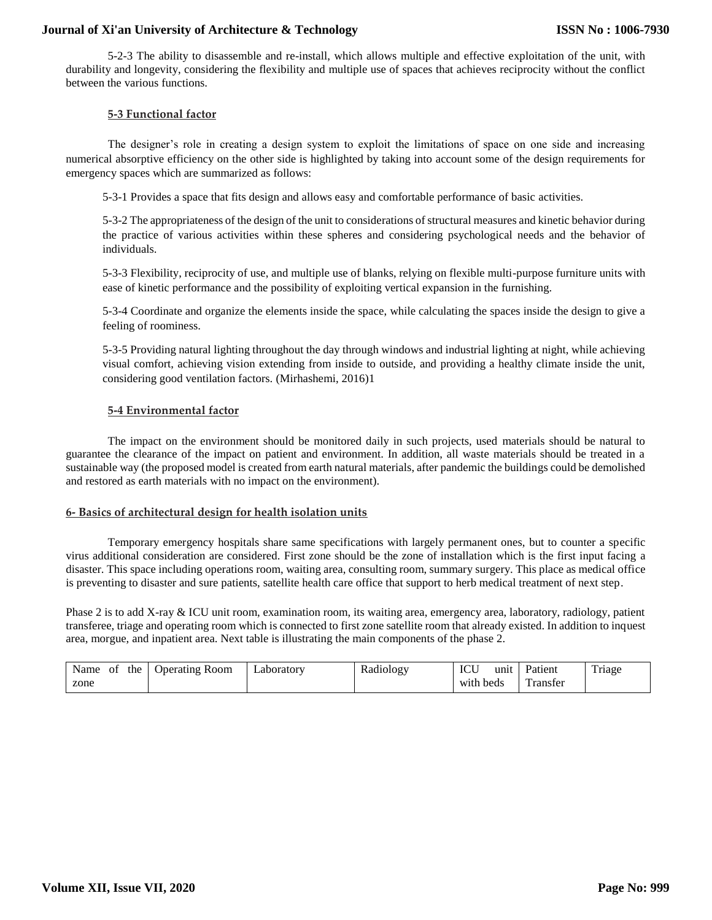5-2-3 The ability to disassemble and re-install, which allows multiple and effective exploitation of the unit, with durability and longevity, considering the flexibility and multiple use of spaces that achieves reciprocity without the conflict between the various functions.

### 5-3 Functional factor

The designer's role in creating a design system to exploit the limitations of space on one side and increasing numerical absorptive efficiency on the other side is highlighted by taking into account some of the design requirements for emergency spaces which are summarized as follows:

5-3-1 Provides a space that fits design and allows easy and comfortable performance of basic activities.

5-3-2 The appropriateness of the design of the unit to considerations of structural measures and kinetic behavior during the practice of various activities within these spheres and considering psychological needs and the behavior of individuals.

5-3-3 Flexibility, reciprocity of use, and multiple use of blanks, relying on flexible multi-purpose furniture units with ease of kinetic performance and the possibility of exploiting vertical expansion in the furnishing.

5-3-4 Coordinate and organize the elements inside the space, while calculating the spaces inside the design to give a feeling of roominess.

5-3-5 Providing natural lighting throughout the day through windows and industrial lighting at night, while achieving visual comfort, achieving vision extending from inside to outside, and providing a healthy climate inside the unit, considering good ventilation factors. (Mirhashemi, 2016)1

### 5-4 Environmental factor

The impact on the environment should be monitored daily in such projects, used materials should be natural to guarantee the clearance of the impact on patient and environment. In addition, all waste materials should be treated in a sustainable way (the proposed model is created from earth natural materials, after pandemic the buildings could be demolished and restored as earth materials with no impact on the environment).

## 6- Basics of architectural design for health isolation units

Temporary emergency hospitals share same specifications with largely permanent ones, but to counter a specific virus additional consideration are considered. First zone should be the zone of installation which is the first input facing a disaster. This space including operations room, waiting area, consulting room, summary surgery. This place as medical office is preventing to disaster and sure patients, satellite health care office that support to herb medical treatment of next step.

Phase 2 is to add X-ray & ICU unit room, examination room, its waiting area, emergency area, laboratory, radiology, patient transferee, triage and operating room which is connected to first zone satellite room that already existed. In addition to inquest area, morgue, and inpatient area. Next table is illustrating the main components of the phase 2.

| Name of the zone | Operating Room | Laboratory | Radiology | ICU unit with beds | Patient Transfer | Triage |
|---|---|---|---|---|---|---|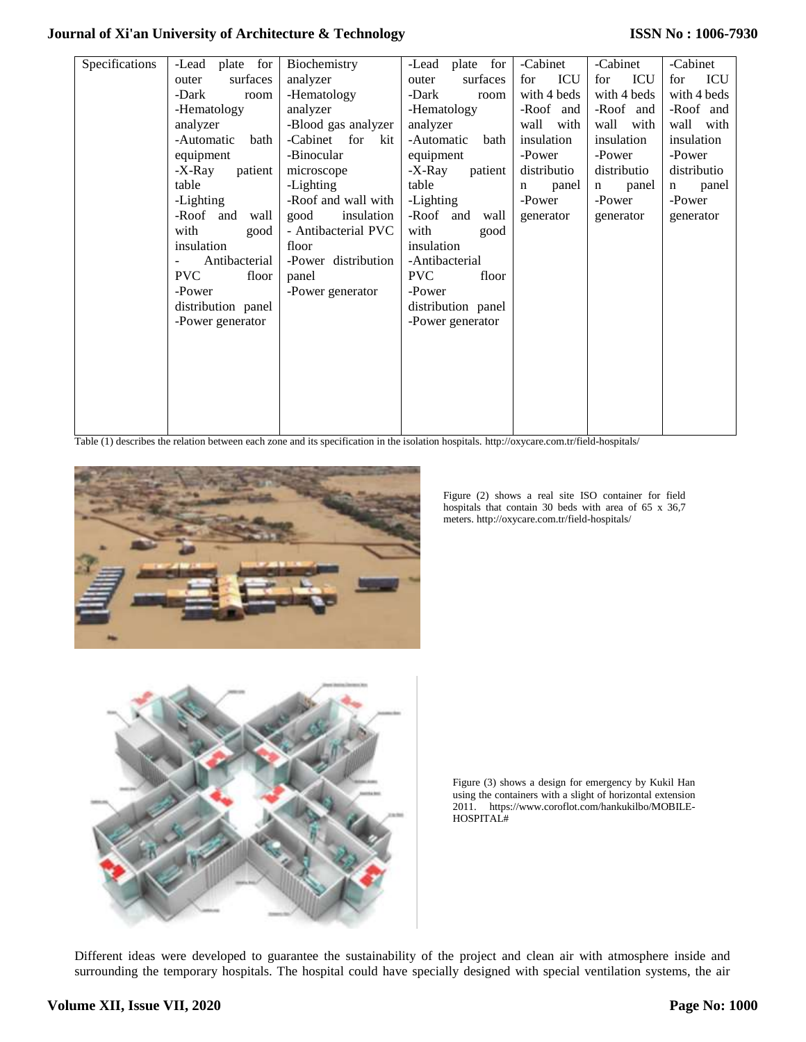| Specifications | -Lead plate for outer surfaces<br>-Dark room<br>-Hematology analyzer<br>-Automatic bath equipment<br>-X-Ray patient table<br>-Lighting<br>-Roof and wall with good insulation<br>- Antibacterial PVC floor<br>-Power distribution panel<br>-Power generator | Biochemistry analyzer<br>-Hematology analyzer<br>-Blood gas analyzer<br>-Cabinet for kit<br>-Binocular microscope<br>-Lighting<br>-Roof and wall with good insulation<br>- Antibacterial PVC floor<br>-Power distribution panel<br>-Power generator | -Lead plate for outer surfaces<br>-Dark room<br>-Hematology analyzer<br>-Automatic bath equipment<br>-X-Ray patient table<br>-Lighting<br>-Roof and wall with good insulation<br>-Antibacterial PVC floor<br>-Power distribution panel<br>-Power generator | -Cabinet for ICU with 4 beds<br>-Roof and wall with insulation<br>-Power distributio n panel<br>-Power generator | -Cabinet for ICU with 4 beds<br>-Roof and wall with insulation<br>-Power distributio n panel<br>-Power generator | -Cabinet for ICU with 4 beds<br>-Roof and wall with insulation<br>-Power distributio n panel<br>-Power generator |
|---|---|---|---|---|---|---|

Table (1) describes the relation between each zone and its specification in the isolation hospitals. http://oxycare.com.tr/field-hospitals/

Figure (2) shows a real site ISO container for field hospitals that contain 30 beds with area of 65 x 36,7 meters. http://oxycare.com.tr/field-hospitals/

Figure (3) shows a design for emergency by Kukil Han using the containers with a slight of horizontal extension 2011. https://www.coroflot.com/hankukilbo/MOBILE-HOSPITAL#

Different ideas were developed to guarantee the sustainability of the project and clean air with atmosphere inside and surrounding the temporary hospitals. The hospital could have specially designed with special ventilation systems, the air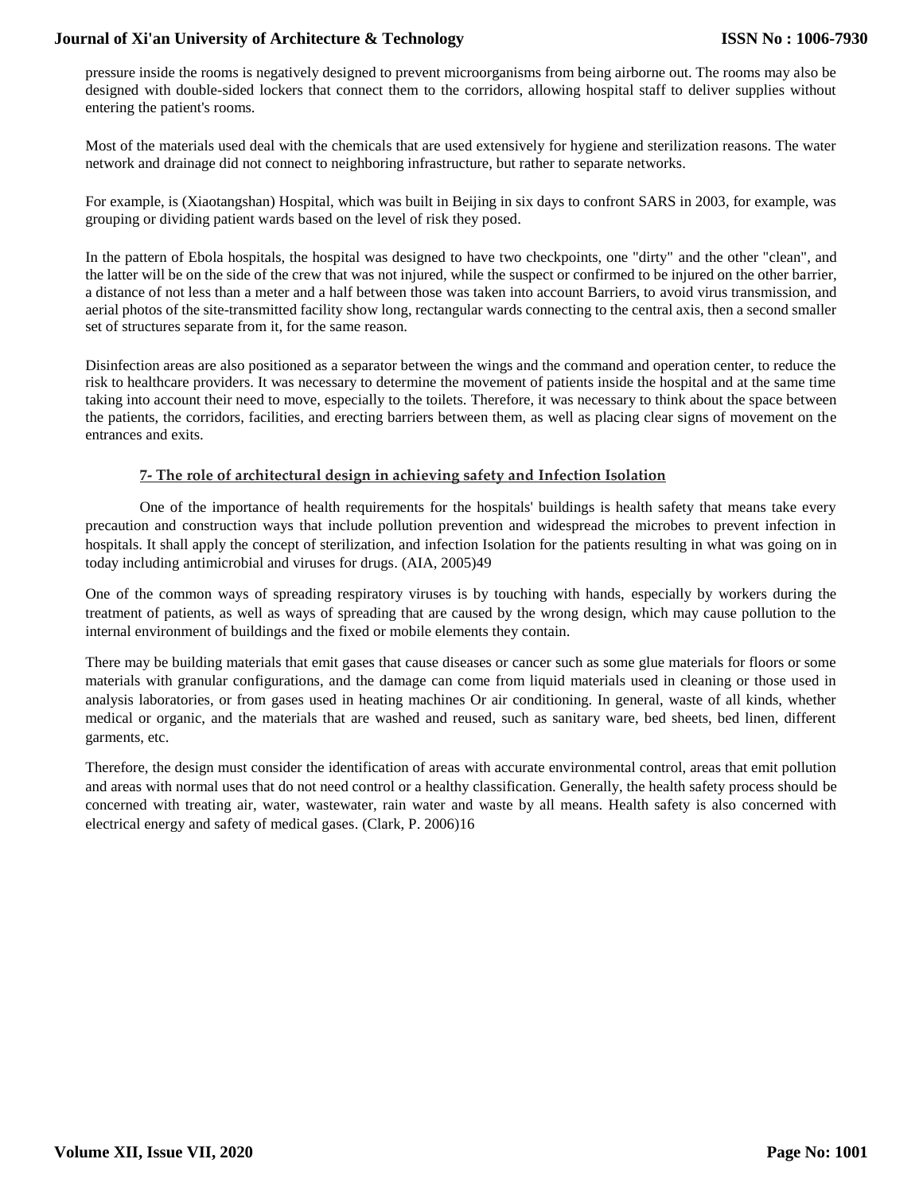pressure inside the rooms is negatively designed to prevent microorganisms from being airborne out. The rooms may also be designed with double-sided lockers that connect them to the corridors, allowing hospital staff to deliver supplies without entering the patient's rooms.

Most of the materials used deal with the chemicals that are used extensively for hygiene and sterilization reasons. The water network and drainage did not connect to neighboring infrastructure, but rather to separate networks.

For example, is (Xiaotangshan) Hospital, which was built in Beijing in six days to confront SARS in 2003, for example, was grouping or dividing patient wards based on the level of risk they posed.

In the pattern of Ebola hospitals, the hospital was designed to have two checkpoints, one "dirty" and the other "clean", and the latter will be on the side of the crew that was not injured, while the suspect or confirmed to be injured on the other barrier, a distance of not less than a meter and a half between those was taken into account Barriers, to avoid virus transmission, and aerial photos of the site-transmitted facility show long, rectangular wards connecting to the central axis, then a second smaller set of structures separate from it, for the same reason.

Disinfection areas are also positioned as a separator between the wings and the command and operation center, to reduce the risk to healthcare providers. It was necessary to determine the movement of patients inside the hospital and at the same time taking into account their need to move, especially to the toilets. Therefore, it was necessary to think about the space between the patients, the corridors, facilities, and erecting barriers between them, as well as placing clear signs of movement on the entrances and exits.

## 7- The role of architectural design in achieving safety and Infection Isolation

One of the importance of health requirements for the hospitals' buildings is health safety that means take every precaution and construction ways that include pollution prevention and widespread the microbes to prevent infection in hospitals. It shall apply the concept of sterilization, and infection Isolation for the patients resulting in what was going on in today including antimicrobial and viruses for drugs. (AIA, 2005)49

One of the common ways of spreading respiratory viruses is by touching with hands, especially by workers during the treatment of patients, as well as ways of spreading that are caused by the wrong design, which may cause pollution to the internal environment of buildings and the fixed or mobile elements they contain.

There may be building materials that emit gases that cause diseases or cancer such as some glue materials for floors or some materials with granular configurations, and the damage can come from liquid materials used in cleaning or those used in analysis laboratories, or from gases used in heating machines Or air conditioning. In general, waste of all kinds, whether medical or organic, and the materials that are washed and reused, such as sanitary ware, bed sheets, bed linen, different garments, etc.

Therefore, the design must consider the identification of areas with accurate environmental control, areas that emit pollution and areas with normal uses that do not need control or a healthy classification. Generally, the health safety process should be concerned with treating air, water, wastewater, rain water and waste by all means. Health safety is also concerned with electrical energy and safety of medical gases. (Clark, P. 2006)16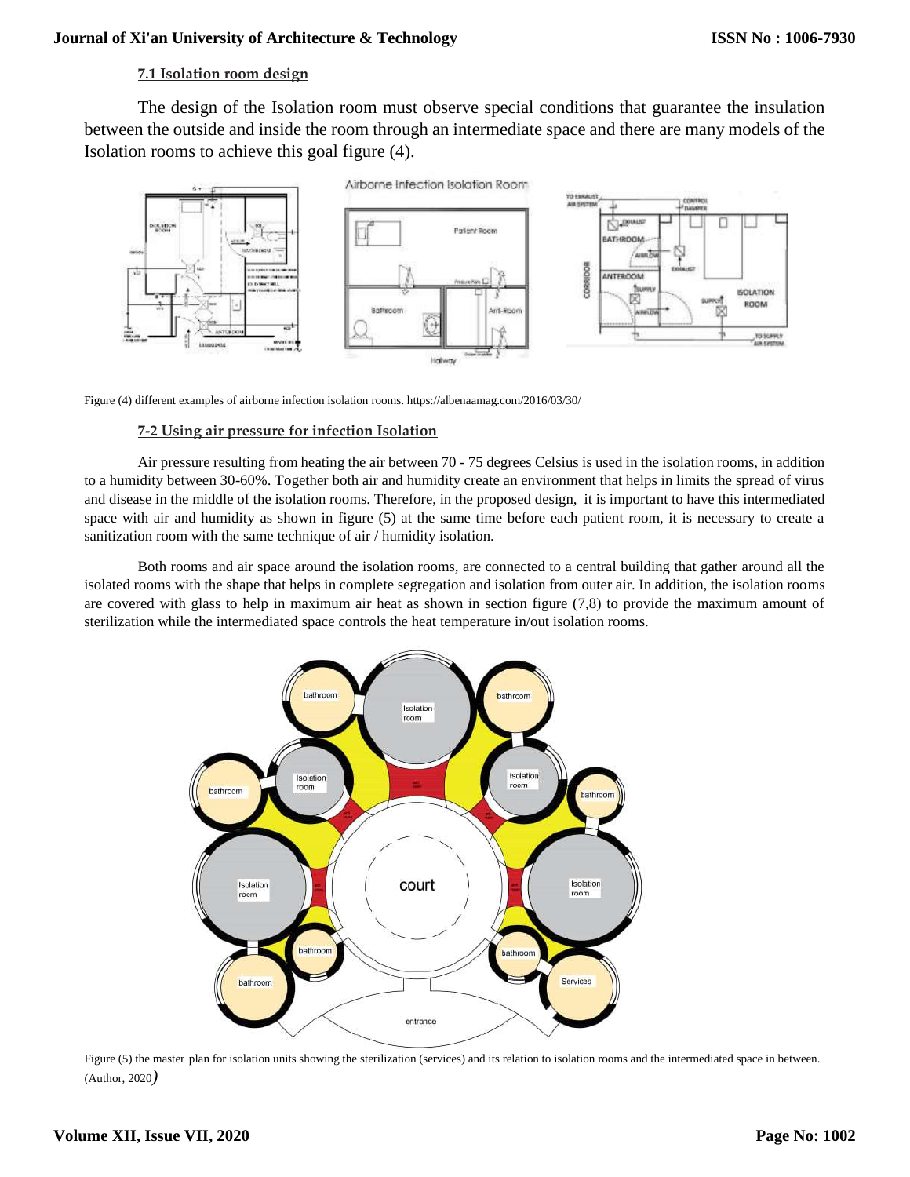### 7.1 Isolation room design

The design of the Isolation room must observe special conditions that guarantee the insulation between the outside and inside the room through an intermediate space and there are many models of the Isolation rooms to achieve this goal figure (4).

Figure (4) different examples of airborne infection isolation rooms. https://albenaamag.com/2016/03/30/

### 7-2 Using air pressure for infection Isolation

Air pressure resulting from heating the air between 70 - 75 degrees Celsius is used in the isolation rooms, in addition to a humidity between 30-60%. Together both air and humidity create an environment that helps in limits the spread of virus and disease in the middle of the isolation rooms. Therefore, in the proposed design, it is important to have this intermediated space with air and humidity as shown in figure (5) at the same time before each patient room, it is necessary to create a sanitization room with the same technique of air / humidity isolation.

Both rooms and air space around the isolation rooms, are connected to a central building that gather around all the isolated rooms with the shape that helps in complete segregation and isolation from outer air. In addition, the isolation rooms are covered with glass to help in maximum air heat as shown in section figure (7,8) to provide the maximum amount of sterilization while the intermediated space controls the heat temperature in/out isolation rooms.

Figure (5) the master plan for isolation units showing the sterilization (services) and its relation to isolation rooms and the intermediated space in between. (Author, 2020)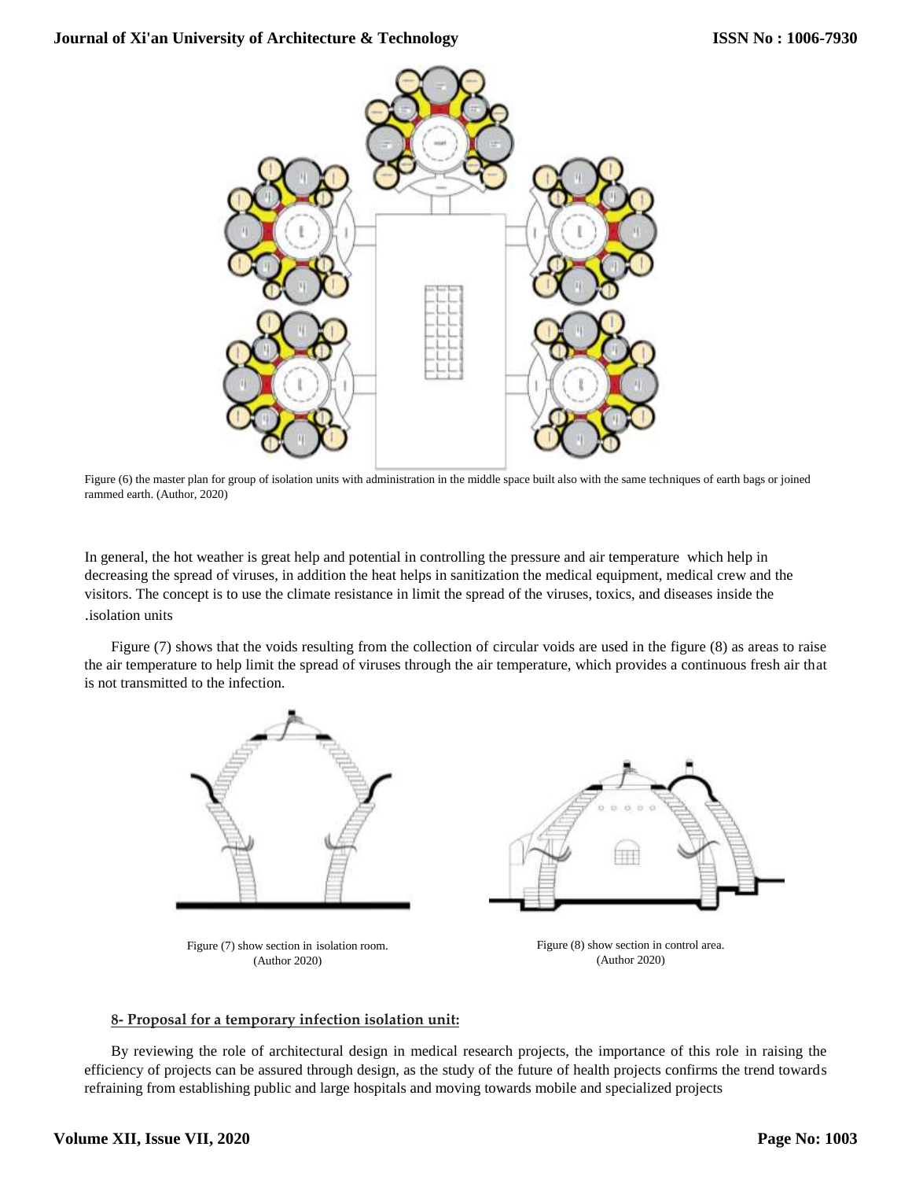Figure (6) the master plan for group of isolation units with administration in the middle space built also with the same techniques of earth bags or joined rammed earth. (Author, 2020)

In general, the hot weather is great help and potential in controlling the pressure and air temperature which help in decreasing the spread of viruses, in addition the heat helps in sanitization the medical equipment, medical crew and the visitors. The concept is to use the climate resistance in limit the spread of the viruses, toxics, and diseases inside the .isolation units

Figure (7) shows that the voids resulting from the collection of circular voids are used in the figure (8) as areas to raise the air temperature to help limit the spread of viruses through the air temperature, which provides a continuous fresh air that is not transmitted to the infection.

Figure (7) show section in isolation room. (Author 2020)

Figure (8) show section in control area. (Author 2020)

## 8- Proposal for a temporary infection isolation unit:

By reviewing the role of architectural design in medical research projects, the importance of this role in raising the efficiency of projects can be assured through design, as the study of the future of health projects confirms the trend towards refraining from establishing public and large hospitals and moving towards mobile and specialized projects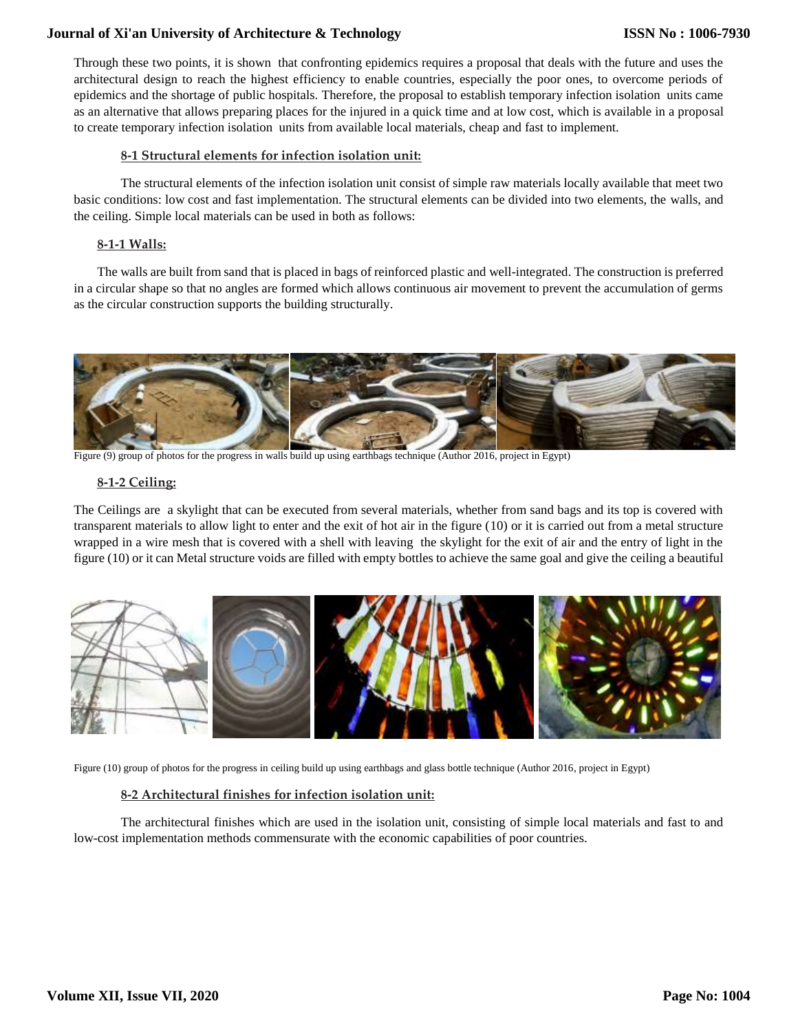Through these two points, it is shown that confronting epidemics requires a proposal that deals with the future and uses the architectural design to reach the highest efficiency to enable countries, especially the poor ones, to overcome periods of epidemics and the shortage of public hospitals. Therefore, the proposal to establish temporary infection isolation units came as an alternative that allows preparing places for the injured in a quick time and at low cost, which is available in a proposal to create temporary infection isolation units from available local materials, cheap and fast to implement.

### 8-1 Structural elements for infection isolation unit:

The structural elements of the infection isolation unit consist of simple raw materials locally available that meet two basic conditions: low cost and fast implementation. The structural elements can be divided into two elements, the walls, and the ceiling. Simple local materials can be used in both as follows:

#### 8-1-1 Walls:

The walls are built from sand that is placed in bags of reinforced plastic and well-integrated. The construction is preferred in a circular shape so that no angles are formed which allows continuous air movement to prevent the accumulation of germs as the circular construction supports the building structurally.

Figure (9) group of photos for the progress in walls build up using earthbags technique (Author 2016, project in Egypt)

#### 8-1-2 Ceiling:

The Ceilings are a skylight that can be executed from several materials, whether from sand bags and its top is covered with transparent materials to allow light to enter and the exit of hot air in the figure (10) or it is carried out from a metal structure wrapped in a wire mesh that is covered with a shell with leaving the skylight for the exit of air and the entry of light in the figure (10) or it can Metal structure voids are filled with empty bottles to achieve the same goal and give the ceiling a beautiful

Figure (10) group of photos for the progress in ceiling build up using earthbags and glass bottle technique (Author 2016, project in Egypt)

### 8-2 Architectural finishes for infection isolation unit:

The architectural finishes which are used in the isolation unit, consisting of simple local materials and fast to and low-cost implementation methods commensurate with the economic capabilities of poor countries.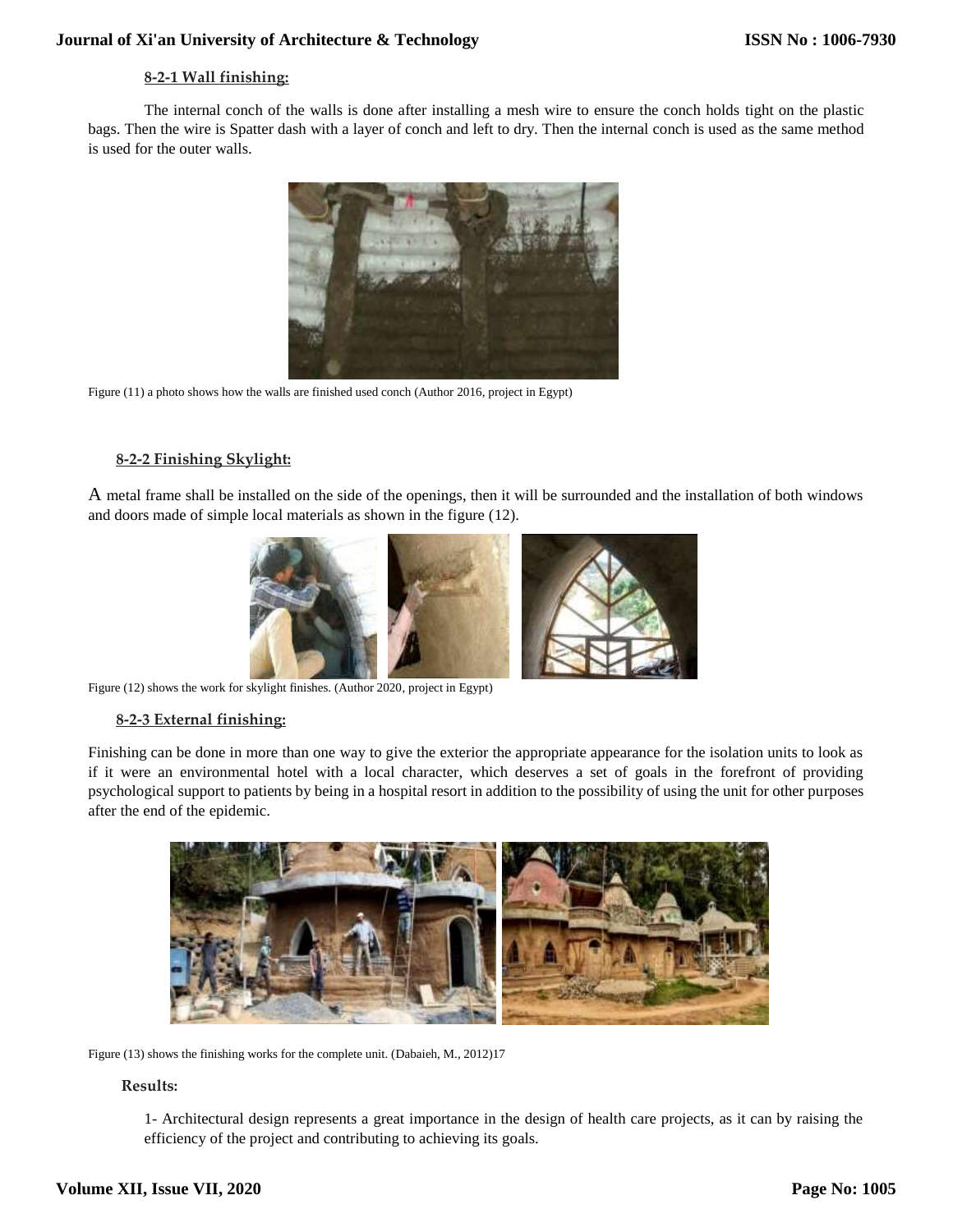#### 8-2-1 Wall finishing:

The internal conch of the walls is done after installing a mesh wire to ensure the conch holds tight on the plastic bags. Then the wire is Spatter dash with a layer of conch and left to dry. Then the internal conch is used as the same method is used for the outer walls.

Figure (11) a photo shows how the walls are finished used conch (Author 2016, project in Egypt)

#### 8-2-2 Finishing Skylight:

A metal frame shall be installed on the side of the openings, then it will be surrounded and the installation of both windows and doors made of simple local materials as shown in the figure (12).

Figure (12) shows the work for skylight finishes. (Author 2020, project in Egypt)

#### 8-2-3 External finishing:

Finishing can be done in more than one way to give the exterior the appropriate appearance for the isolation units to look as if it were an environmental hotel with a local character, which deserves a set of goals in the forefront of providing psychological support to patients by being in a hospital resort in addition to the possibility of using the unit for other purposes after the end of the epidemic.

Figure (13) shows the finishing works for the complete unit. (Dabaieh, M., 2012)17

**Results:**

1- Architectural design represents a great importance in the design of health care projects, as it can by raising the efficiency of the project and contributing to achieving its goals.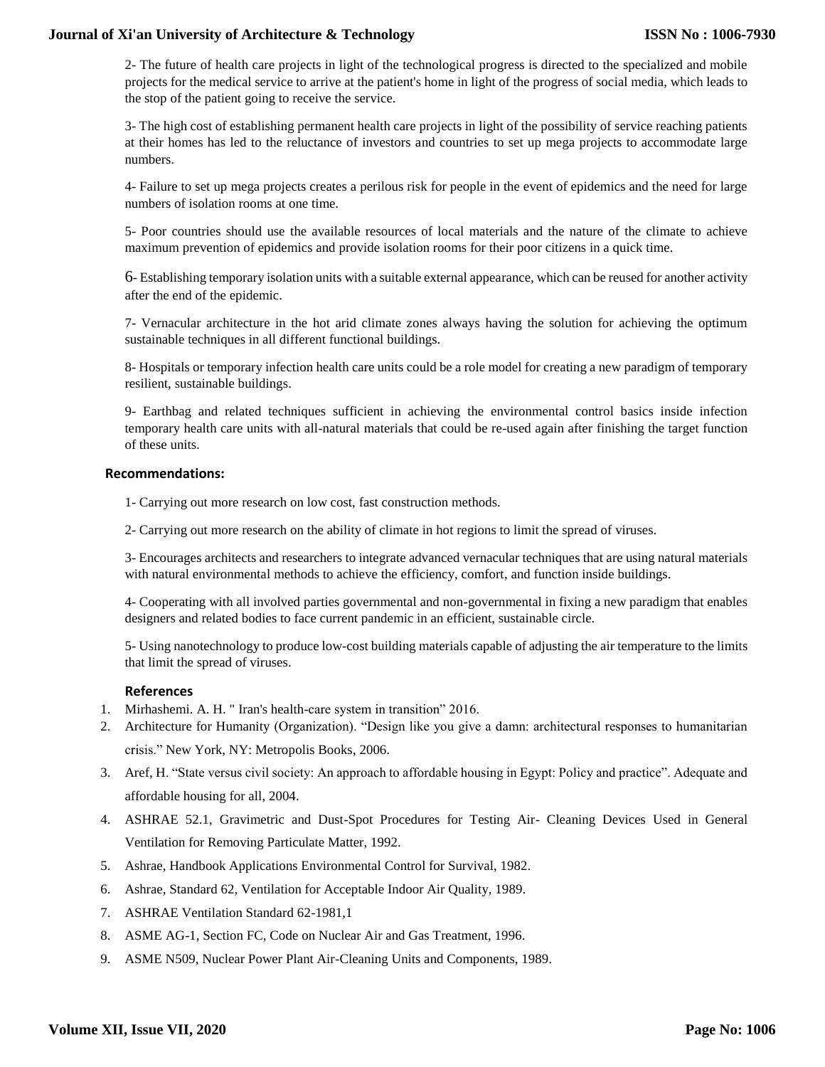2- The future of health care projects in light of the technological progress is directed to the specialized and mobile projects for the medical service to arrive at the patient's home in light of the progress of social media, which leads to the stop of the patient going to receive the service.

3- The high cost of establishing permanent health care projects in light of the possibility of service reaching patients at their homes has led to the reluctance of investors and countries to set up mega projects to accommodate large numbers.

4- Failure to set up mega projects creates a perilous risk for people in the event of epidemics and the need for large numbers of isolation rooms at one time.

5- Poor countries should use the available resources of local materials and the nature of the climate to achieve maximum prevention of epidemics and provide isolation rooms for their poor citizens in a quick time.

6- Establishing temporary isolation units with a suitable external appearance, which can be reused for another activity after the end of the epidemic.

7- Vernacular architecture in the hot arid climate zones always having the solution for achieving the optimum sustainable techniques in all different functional buildings.

8- Hospitals or temporary infection health care units could be a role model for creating a new paradigm of temporary resilient, sustainable buildings.

9- Earthbag and related techniques sufficient in achieving the environmental control basics inside infection temporary health care units with all-natural materials that could be re-used again after finishing the target function of these units.

## Recommendations:

1- Carrying out more research on low cost, fast construction methods.

2- Carrying out more research on the ability of climate in hot regions to limit the spread of viruses.

3- Encourages architects and researchers to integrate advanced vernacular techniques that are using natural materials with natural environmental methods to achieve the efficiency, comfort, and function inside buildings.

4- Cooperating with all involved parties governmental and non-governmental in fixing a new paradigm that enables designers and related bodies to face current pandemic in an efficient, sustainable circle.

5- Using nanotechnology to produce low-cost building materials capable of adjusting the air temperature to the limits that limit the spread of viruses.

## References

1. Mirhashemi. A. H. " Iran's health-care system in transition" 2016.
2. Architecture for Humanity (Organization). "Design like you give a damn: architectural responses to humanitarian crisis." New York, NY: Metropolis Books, 2006.
3. Aref, H. "State versus civil society: An approach to affordable housing in Egypt: Policy and practice". Adequate and affordable housing for all, 2004.
4. ASHRAE 52.1, Gravimetric and Dust-Spot Procedures for Testing Air- Cleaning Devices Used in General Ventilation for Removing Particulate Matter, 1992.
5. Ashrae, Handbook Applications Environmental Control for Survival, 1982.
6. Ashrae, Standard 62, Ventilation for Acceptable Indoor Air Quality, 1989.
7. ASHRAE Ventilation Standard 62-1981,1
8. ASME AG-1, Section FC, Code on Nuclear Air and Gas Treatment, 1996.
9. ASME N509, Nuclear Power Plant Air-Cleaning Units and Components, 1989.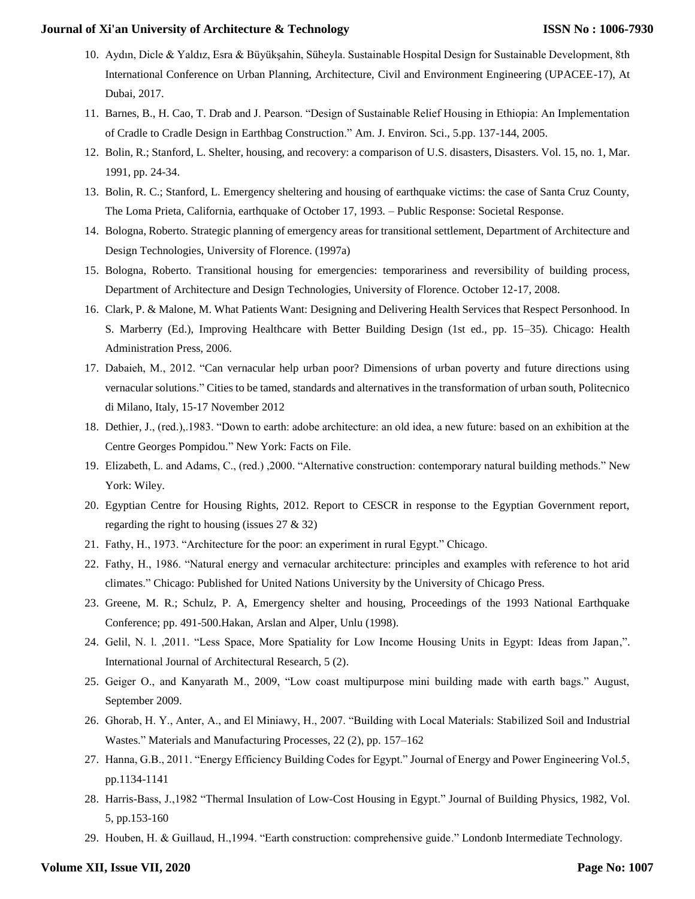10. Aydın, Dicle & Yaldız, Esra & Büyükşahin, Süheyla. Sustainable Hospital Design for Sustainable Development, 8th International Conference on Urban Planning, Architecture, Civil and Environment Engineering (UPACEE-17), At Dubai, 2017.
11. Barnes, B., H. Cao, T. Drab and J. Pearson. "Design of Sustainable Relief Housing in Ethiopia: An Implementation of Cradle to Cradle Design in Earthbag Construction." Am. J. Environ. Sci., 5.pp. 137-144, 2005.
12. Bolin, R.; Stanford, L. Shelter, housing, and recovery: a comparison of U.S. disasters, Disasters. Vol. 15, no. 1, Mar. 1991, pp. 24-34.
13. Bolin, R. C.; Stanford, L. Emergency sheltering and housing of earthquake victims: the case of Santa Cruz County, The Loma Prieta, California, earthquake of October 17, 1993. – Public Response: Societal Response.
14. Bologna, Roberto. Strategic planning of emergency areas for transitional settlement, Department of Architecture and Design Technologies, University of Florence. (1997a)
15. Bologna, Roberto. Transitional housing for emergencies: temporariness and reversibility of building process, Department of Architecture and Design Technologies, University of Florence. October 12-17, 2008.
16. Clark, P. & Malone, M. What Patients Want: Designing and Delivering Health Services that Respect Personhood. In S. Marberry (Ed.), Improving Healthcare with Better Building Design (1st ed., pp. 15–35). Chicago: Health Administration Press, 2006.
17. Dabaieh, M., 2012. "Can vernacular help urban poor? Dimensions of urban poverty and future directions using vernacular solutions." Cities to be tamed, standards and alternatives in the transformation of urban south, Politecnico di Milano, Italy, 15-17 November 2012
18. Dethier, J., (red.),.1983. "Down to earth: adobe architecture: an old idea, a new future: based on an exhibition at the Centre Georges Pompidou." New York: Facts on File.
19. Elizabeth, L. and Adams, C., (red.) ,2000. "Alternative construction: contemporary natural building methods." New York: Wiley.
20. Egyptian Centre for Housing Rights, 2012. Report to CESCR in response to the Egyptian Government report, regarding the right to housing (issues 27 & 32)
21. Fathy, H., 1973. "Architecture for the poor: an experiment in rural Egypt." Chicago.
22. Fathy, H., 1986. "Natural energy and vernacular architecture: principles and examples with reference to hot arid climates." Chicago: Published for United Nations University by the University of Chicago Press.
23. Greene, M. R.; Schulz, P. A, Emergency shelter and housing, Proceedings of the 1993 National Earthquake Conference; pp. 491-500.Hakan, Arslan and Alper, Unlu (1998).
24. Gelil, N. l. ,2011. "Less Space, More Spatiality for Low Income Housing Units in Egypt: Ideas from Japan,". International Journal of Architectural Research, 5 (2).
25. Geiger O., and Kanyarath M., 2009, "Low coast multipurpose mini building made with earth bags." August, September 2009.
26. Ghorab, H. Y., Anter, A., and El Miniawy, H., 2007. "Building with Local Materials: Stabilized Soil and Industrial Wastes." Materials and Manufacturing Processes, 22 (2), pp. 157–162
27. Hanna, G.B., 2011. "Energy Efficiency Building Codes for Egypt." Journal of Energy and Power Engineering Vol.5, pp.1134-1141
28. Harris-Bass, J.,1982 "Thermal Insulation of Low-Cost Housing in Egypt." Journal of Building Physics, 1982, Vol. 5, pp.153-160
29. Houben, H. & Guillaud, H.,1994. "Earth construction: comprehensive guide." Londonb Intermediate Technology.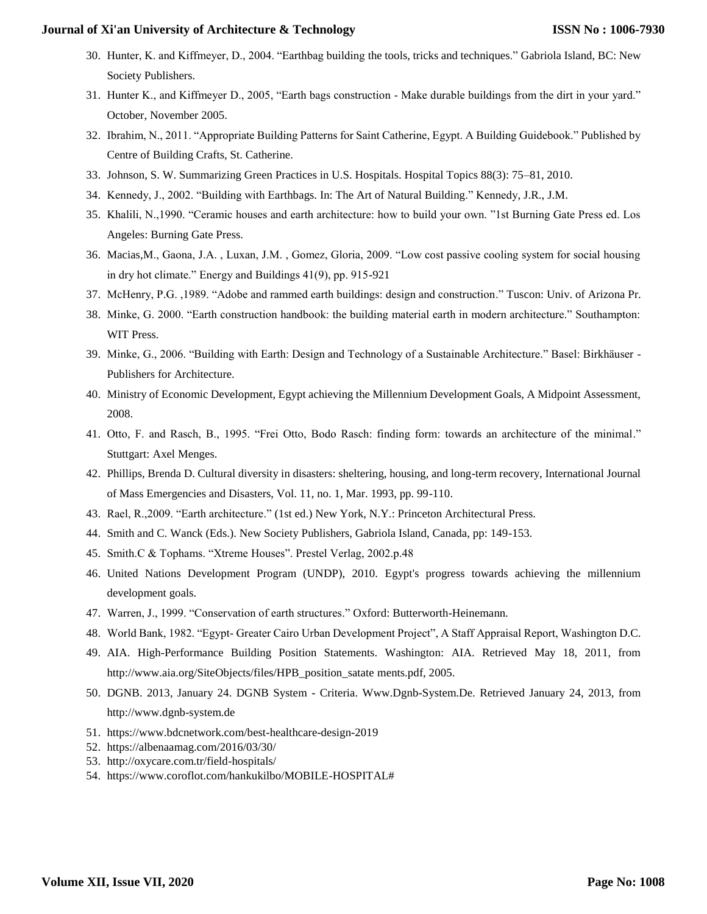30. Hunter, K. and Kiffmeyer, D., 2004. “Earthbag building the tools, tricks and techniques.” Gabriola Island, BC: New Society Publishers.
31. Hunter K., and Kiffmeyer D., 2005, “Earth bags construction - Make durable buildings from the dirt in your yard.” October, November 2005.
32. Ibrahim, N., 2011. “Appropriate Building Patterns for Saint Catherine, Egypt. A Building Guidebook.” Published by Centre of Building Crafts, St. Catherine.
33. Johnson, S. W. Summarizing Green Practices in U.S. Hospitals. Hospital Topics 88(3): 75–81, 2010.
34. Kennedy, J., 2002. “Building with Earthbags. In: The Art of Natural Building.” Kennedy, J.R., J.M.
35. Khalili, N.,1990. “Ceramic houses and earth architecture: how to build your own. ”1st Burning Gate Press ed. Los Angeles: Burning Gate Press.
36. Macias,M., Gaona, J.A. , Luxan, J.M. , Gomez, Gloria, 2009. “Low cost passive cooling system for social housing in dry hot climate.” Energy and Buildings 41(9), pp. 915-921
37. McHenry, P.G. ,1989. “Adobe and rammed earth buildings: design and construction.” Tuscon: Univ. of Arizona Pr.
38. Minke, G. 2000. “Earth construction handbook: the building material earth in modern architecture.” Southampton: WIT Press.
39. Minke, G., 2006. “Building with Earth: Design and Technology of a Sustainable Architecture.” Basel: Birkhäuser - Publishers for Architecture.
40. Ministry of Economic Development, Egypt achieving the Millennium Development Goals, A Midpoint Assessment, 2008.
41. Otto, F. and Rasch, B., 1995. “Frei Otto, Bodo Rasch: finding form: towards an architecture of the minimal.” Stuttgart: Axel Menges.
42. Phillips, Brenda D. Cultural diversity in disasters: sheltering, housing, and long-term recovery, International Journal of Mass Emergencies and Disasters, Vol. 11, no. 1, Mar. 1993, pp. 99-110.
43. Rael, R.,2009. “Earth architecture.” (1st ed.) New York, N.Y.: Princeton Architectural Press.
44. Smith and C. Wanck (Eds.). New Society Publishers, Gabriola Island, Canada, pp: 149-153.
45. Smith.C & Tophams. “Xtreme Houses”. Prestel Verlag, 2002.p.48
46. United Nations Development Program (UNDP), 2010. Egypt's progress towards achieving the millennium development goals.
47. Warren, J., 1999. “Conservation of earth structures.” Oxford: Butterworth-Heinemann.
48. World Bank, 1982. “Egypt- Greater Cairo Urban Development Project”, A Staff Appraisal Report, Washington D.C.
49. AIA. High-Performance Building Position Statements. Washington: AIA. Retrieved May 18, 2011, from http://www.aia.org/SiteObjects/files/HPB_position_satate ments.pdf, 2005.
50. DGNB. 2013, January 24. DGNB System - Criteria. Www.Dgnb-System.De. Retrieved January 24, 2013, from http://www.dgnb-system.de
51. https://www.bdcnetwork.com/best-healthcare-design-2019
52. https://albenaamag.com/2016/03/30/
53. http://oxycare.com.tr/field-hospitals/
54. https://www.coroflot.com/hankukilbo/MOBILE-HOSPITAL#